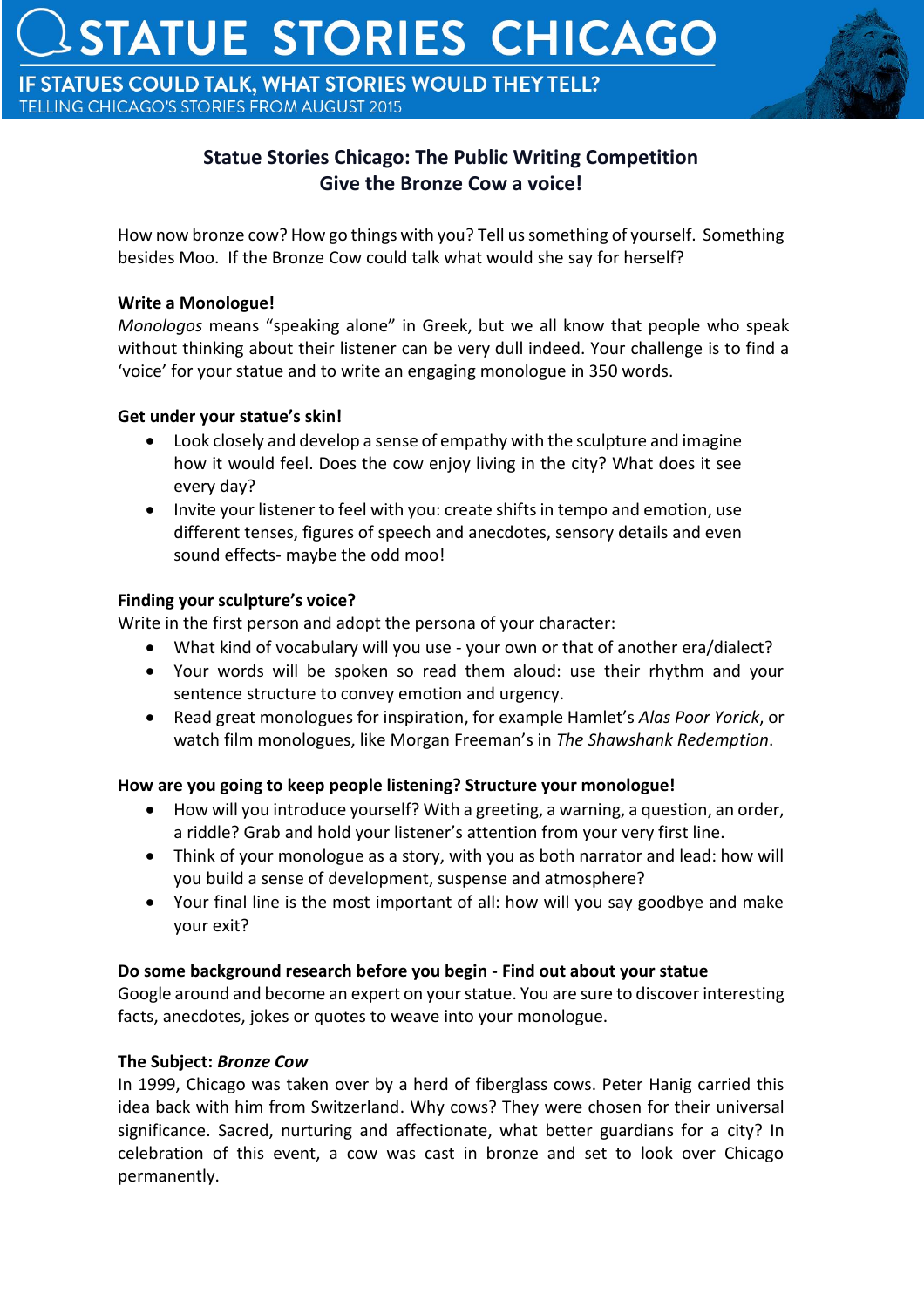# STATUE STORIES CHICAGO

**IF STATUES COULD TALK, WHAT STORIES WOULD THEY TELL?**
TELLING CHICAGO'S STORIES FROM AUGUST 2015

## Statue Stories Chicago: The Public Writing Competition
## Give the Bronze Cow a voice!

How now bronze cow? How go things with you? Tell us something of yourself. Something besides Moo. If the Bronze Cow could talk what would she say for herself?

**Write a Monologue!**
*Monologos* means "speaking alone" in Greek, but we all know that people who speak without thinking about their listener can be very dull indeed. Your challenge is to find a 'voice' for your statue and to write an engaging monologue in 350 words.

**Get under your statue's skin!**

- Look closely and develop a sense of empathy with the sculpture and imagine how it would feel. Does the cow enjoy living in the city? What does it see every day?
- Invite your listener to feel with you: create shifts in tempo and emotion, use different tenses, figures of speech and anecdotes, sensory details and even sound effects- maybe the odd moo!

**Finding your sculpture's voice?**
Write in the first person and adopt the persona of your character:

- What kind of vocabulary will you use - your own or that of another era/dialect?
- Your words will be spoken so read them aloud: use their rhythm and your sentence structure to convey emotion and urgency.
- Read great monologues for inspiration, for example Hamlet's *Alas Poor Yorick*, or watch film monologues, like Morgan Freeman's in *The Shawshank Redemption*.

**How are you going to keep people listening? Structure your monologue!**

- How will you introduce yourself? With a greeting, a warning, a question, an order, a riddle? Grab and hold your listener's attention from your very first line.
- Think of your monologue as a story, with you as both narrator and lead: how will you build a sense of development, suspense and atmosphere?
- Your final line is the most important of all: how will you say goodbye and make your exit?

**Do some background research before you begin - Find out about your statue**
Google around and become an expert on your statue. You are sure to discover interesting facts, anecdotes, jokes or quotes to weave into your monologue.

**The Subject: *Bronze Cow***
In 1999, Chicago was taken over by a herd of fiberglass cows. Peter Hanig carried this idea back with him from Switzerland. Why cows? They were chosen for their universal significance. Sacred, nurturing and affectionate, what better guardians for a city? In celebration of this event, a cow was cast in bronze and set to look over Chicago permanently.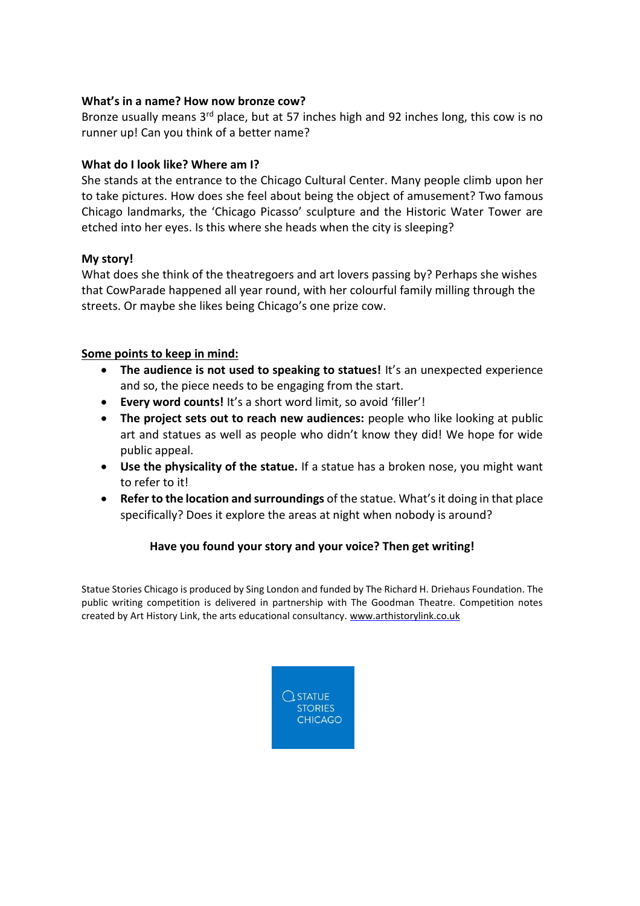**What's in a name? How now bronze cow?**

Bronze usually means 3rd place, but at 57 inches high and 92 inches long, this cow is no runner up! Can you think of a better name?

**What do I look like? Where am I?**

She stands at the entrance to the Chicago Cultural Center. Many people climb upon her to take pictures. How does she feel about being the object of amusement? Two famous Chicago landmarks, the 'Chicago Picasso' sculpture and the Historic Water Tower are etched into her eyes. Is this where she heads when the city is sleeping?

**My story!**

What does she think of the theatregoers and art lovers passing by? Perhaps she wishes that CowParade happened all year round, with her colourful family milling through the streets. Or maybe she likes being Chicago's one prize cow.

**<u>Some points to keep in mind:</u>**

- **The audience is not used to speaking to statues!** It's an unexpected experience and so, the piece needs to be engaging from the start.
- **Every word counts!** It's a short word limit, so avoid 'filler'!
- **The project sets out to reach new audiences:** people who like looking at public art and statues as well as people who didn't know they did! We hope for wide public appeal.
- **Use the physicality of the statue.** If a statue has a broken nose, you might want to refer to it!
- **Refer to the location and surroundings** of the statue. What's it doing in that place specifically? Does it explore the areas at night when nobody is around?

**Have you found your story and your voice? Then get writing!**

Statue Stories Chicago is produced by Sing London and funded by The Richard H. Driehaus Foundation. The public writing competition is delivered in partnership with The Goodman Theatre. Competition notes created by Art History Link, the arts educational consultancy. www.arthistorylink.co.uk

STATUE STORIES CHICAGO